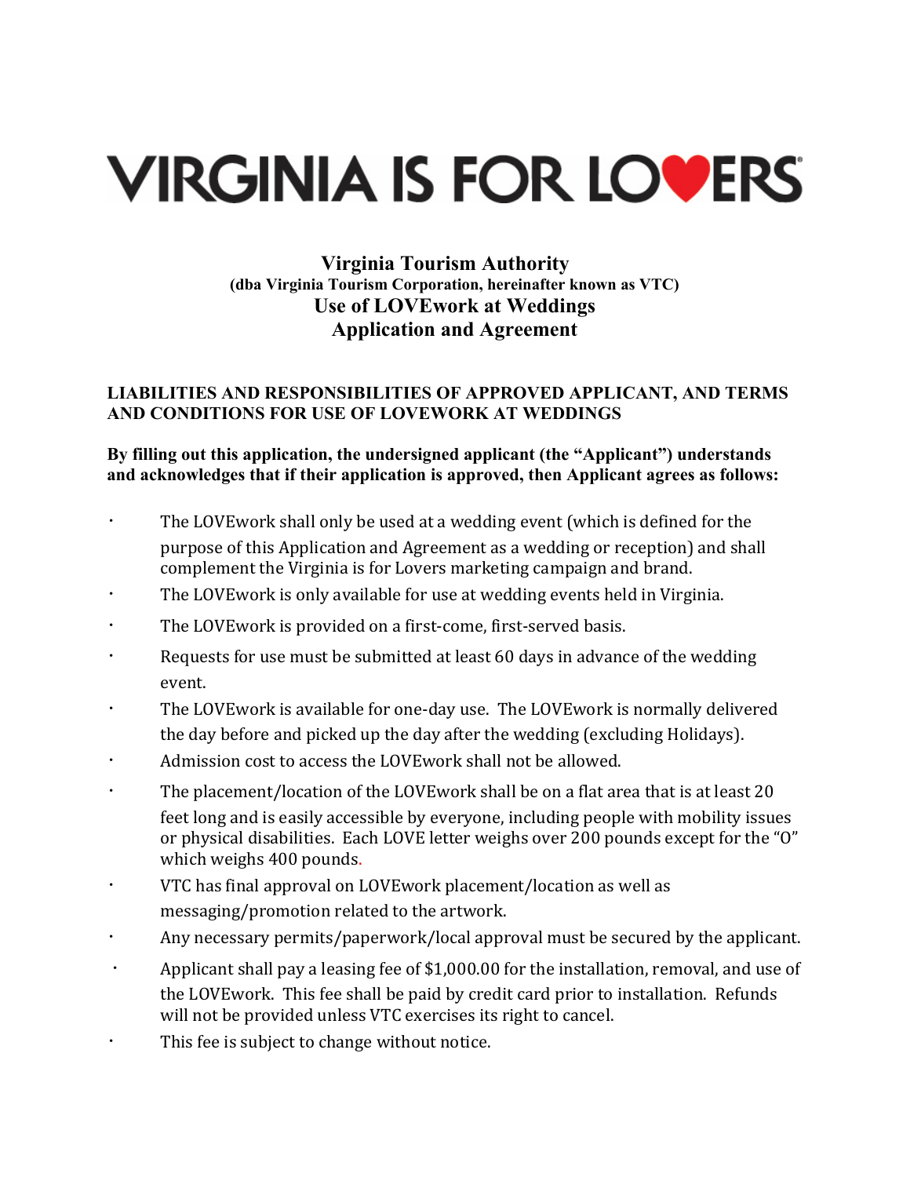# VIRGINIA IS FOR LOVERS

## Virginia Tourism Authority

**(dba Virginia Tourism Corporation, hereinafter known as VTC)**

## Use of LOVEwork at Weddings

## Application and Agreement

**LIABILITIES AND RESPONSIBILITIES OF APPROVED APPLICANT, AND TERMS AND CONDITIONS FOR USE OF LOVEWORK AT WEDDINGS**

**By filling out this application, the undersigned applicant (the "Applicant") understands and acknowledges that if their application is approved, then Applicant agrees as follows:**

- The LOVEwork shall only be used at a wedding event (which is defined for the purpose of this Application and Agreement as a wedding or reception) and shall complement the Virginia is for Lovers marketing campaign and brand.
- The LOVEwork is only available for use at wedding events held in Virginia.
- The LOVEwork is provided on a first-come, first-served basis.
- Requests for use must be submitted at least 60 days in advance of the wedding event.
- The LOVEwork is available for one-day use. The LOVEwork is normally delivered the day before and picked up the day after the wedding (excluding Holidays).
- Admission cost to access the LOVEwork shall not be allowed.
- The placement/location of the LOVEwork shall be on a flat area that is at least 20 feet long and is easily accessible by everyone, including people with mobility issues or physical disabilities. Each LOVE letter weighs over 200 pounds except for the "O" which weighs 400 pounds.
- VTC has final approval on LOVEwork placement/location as well as messaging/promotion related to the artwork.
- Any necessary permits/paperwork/local approval must be secured by the applicant.
- Applicant shall pay a leasing fee of $1,000.00 for the installation, removal, and use of the LOVEwork. This fee shall be paid by credit card prior to installation. Refunds will not be provided unless VTC exercises its right to cancel.
- This fee is subject to change without notice.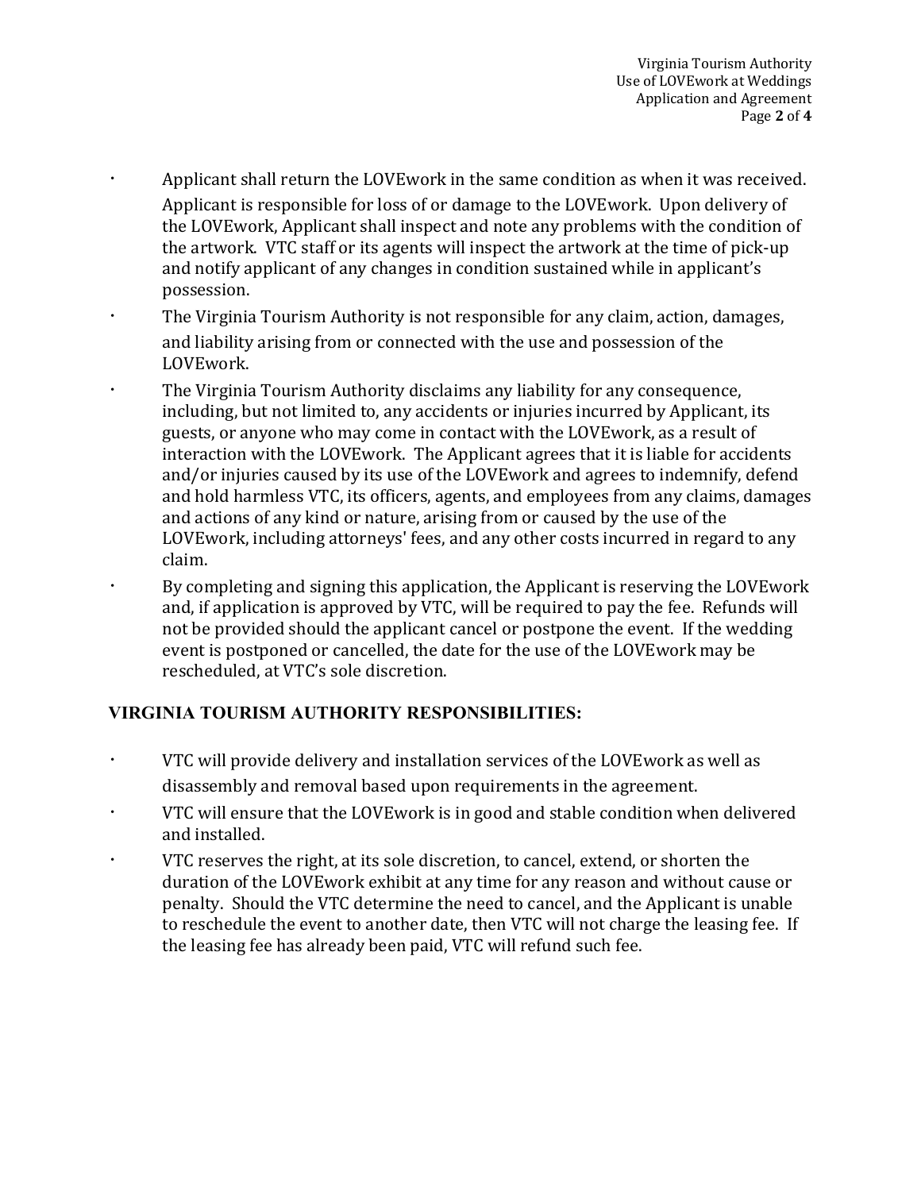- Applicant shall return the LOVEwork in the same condition as when it was received. Applicant is responsible for loss of or damage to the LOVEwork. Upon delivery of the LOVEwork, Applicant shall inspect and note any problems with the condition of the artwork. VTC staff or its agents will inspect the artwork at the time of pick-up and notify applicant of any changes in condition sustained while in applicant's possession.
- The Virginia Tourism Authority is not responsible for any claim, action, damages, and liability arising from or connected with the use and possession of the LOVEwork.
- The Virginia Tourism Authority disclaims any liability for any consequence, including, but not limited to, any accidents or injuries incurred by Applicant, its guests, or anyone who may come in contact with the LOVEwork, as a result of interaction with the LOVEwork. The Applicant agrees that it is liable for accidents and/or injuries caused by its use of the LOVEwork and agrees to indemnify, defend and hold harmless VTC, its officers, agents, and employees from any claims, damages and actions of any kind or nature, arising from or caused by the use of the LOVEwork, including attorneys' fees, and any other costs incurred in regard to any claim.
- By completing and signing this application, the Applicant is reserving the LOVEwork and, if application is approved by VTC, will be required to pay the fee. Refunds will not be provided should the applicant cancel or postpone the event. If the wedding event is postponed or cancelled, the date for the use of the LOVEwork may be rescheduled, at VTC's sole discretion.

## VIRGINIA TOURISM AUTHORITY RESPONSIBILITIES:

- VTC will provide delivery and installation services of the LOVEwork as well as disassembly and removal based upon requirements in the agreement.
- VTC will ensure that the LOVEwork is in good and stable condition when delivered and installed.
- VTC reserves the right, at its sole discretion, to cancel, extend, or shorten the duration of the LOVEwork exhibit at any time for any reason and without cause or penalty. Should the VTC determine the need to cancel, and the Applicant is unable to reschedule the event to another date, then VTC will not charge the leasing fee. If the leasing fee has already been paid, VTC will refund such fee.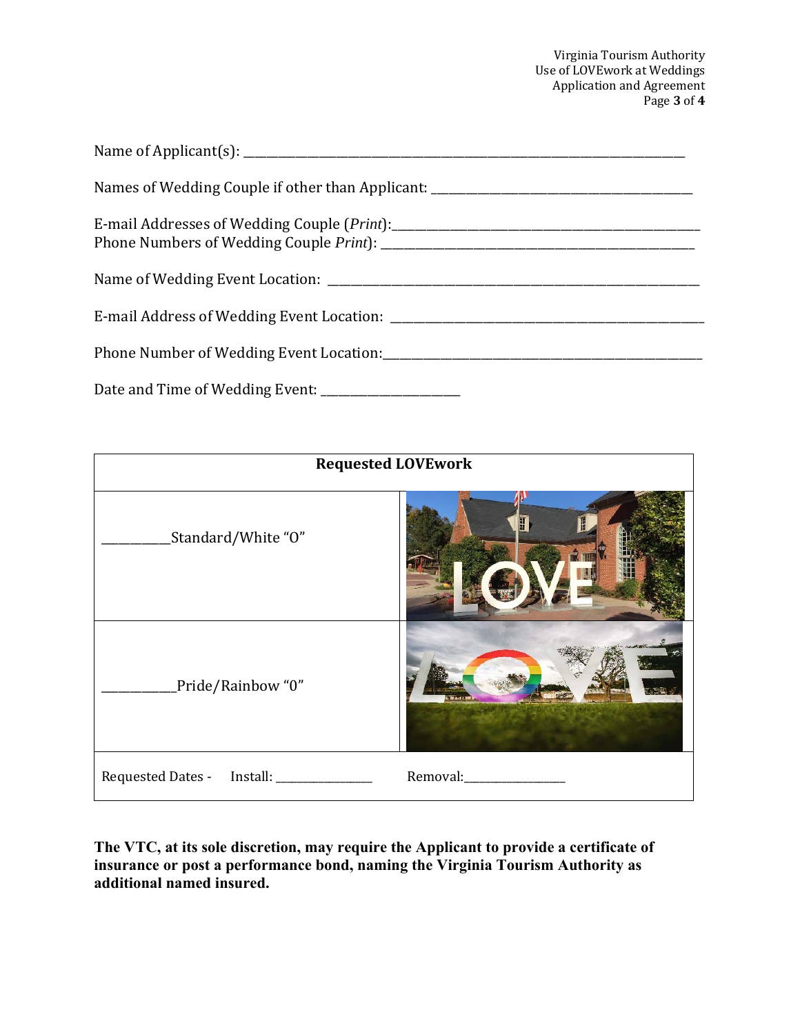Name of Applicant(s): ___________________________________________________________________________

Names of Wedding Couple if other than Applicant: ___________________________________________

E-mail Addresses of Wedding Couple (*Print*):_______________________________________________
Phone Numbers of Wedding Couple *Print*): _________________________________________________

Name of Wedding Event Location: ________________________________________________________

E-mail Address of Wedding Event Location: _______________________________________________

Phone Number of Wedding Event Location:_________________________________________________

Date and Time of Wedding Event: ______________________

| **Requested LOVEwork** | |
|---|---|
| ___________Standard/White "O" | |
| ____________Pride/Rainbow "0" | |
| Requested Dates - Install: _________________ | Removal:_________________ |

**The VTC, at its sole discretion, may require the Applicant to provide a certificate of insurance or post a performance bond, naming the Virginia Tourism Authority as additional named insured.**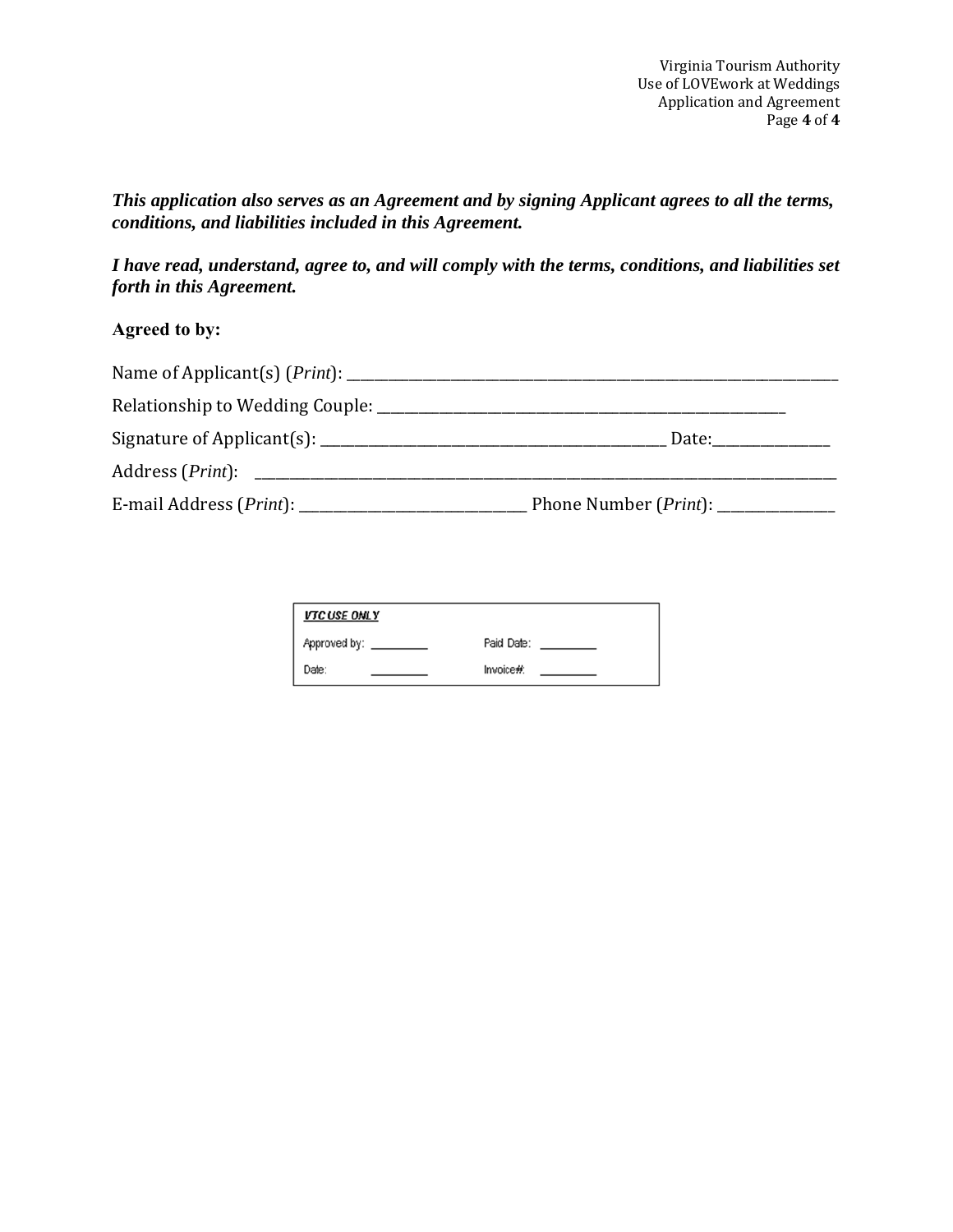***This application also serves as an Agreement and by signing Applicant agrees to all the terms, conditions, and liabilities included in this Agreement.***

***I have read, understand, agree to, and will comply with the terms, conditions, and liabilities set forth in this Agreement.***

**Agreed to by:**

Name of Applicant(s) (*Print*): ______________________________________________________________________

Relationship to Wedding Couple: ____________________________________________________________

Signature of Applicant(s): _______________________________________________ Date:________________

Address (*Print*): ___________________________________________________________________________________

E-mail Address (*Print*): ______________________________ Phone Number (*Print*): ________________

| ***VTC USE ONLY*** | | | |
|---|---|---|---|
| Approved by: | _________ | Paid Date: | _________ |
| Date: | _________ | Invoice#: | _________ |